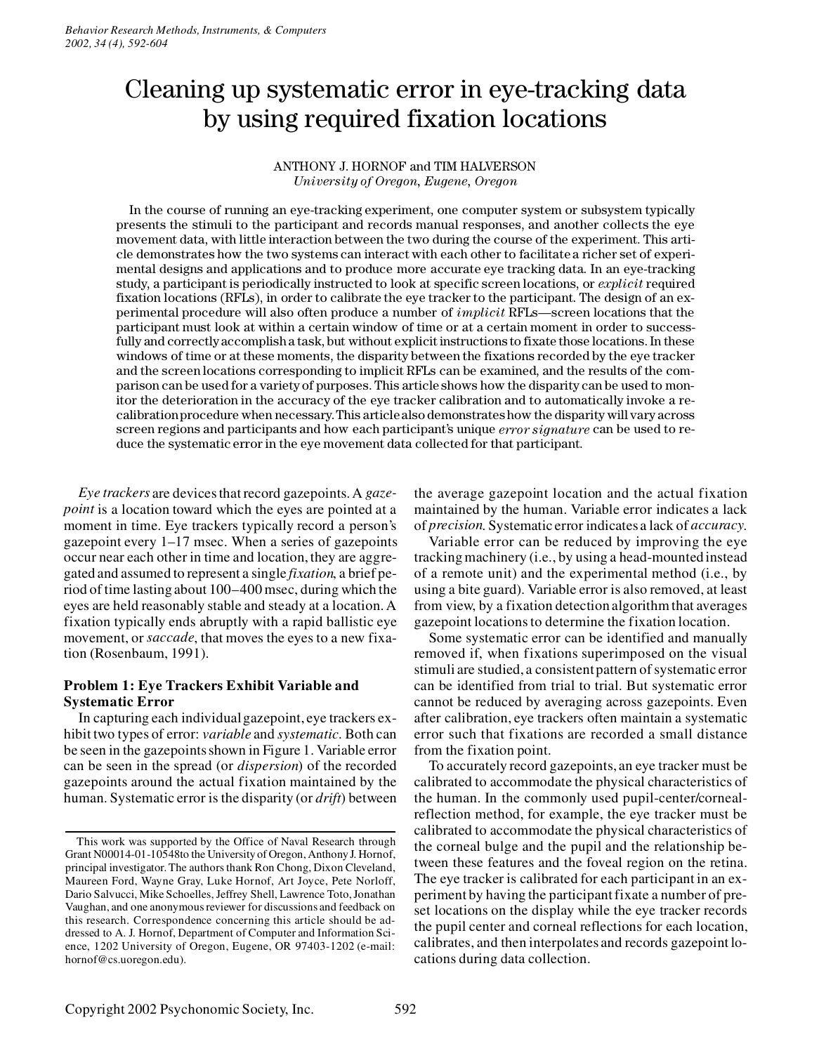# Cleaning up systematic error in eye-tracking data by using required fixation locations

ANTHONY J. HORNOF and TIM HALVERSON
*University of Oregon, Eugene, Oregon*

In the course of running an eye-tracking experiment, one computer system or subsystem typically presents the stimuli to the participant and records manual responses, and another collects the eye movement data, with little interaction between the two during the course of the experiment. This article demonstrates how the two systems can interact with each other to facilitate a richer set of experimental designs and applications and to produce more accurate eye tracking data. In an eye-tracking study, a participant is periodically instructed to look at specific screen locations, or *explicit* required fixation locations (RFLs), in order to calibrate the eye tracker to the participant. The design of an experimental procedure will also often produce a number of *implicit* RFLs—screen locations that the participant must look at within a certain window of time or at a certain moment in order to successfully and correctly accomplish a task, but without explicit instructions to fixate those locations. In these windows of time or at these moments, the disparity between the fixations recorded by the eye tracker and the screen locations corresponding to implicit RFLs can be examined, and the results of the comparison can be used for a variety of purposes. This article shows how the disparity can be used to monitor the deterioration in the accuracy of the eye tracker calibration and to automatically invoke a recalibration procedure when necessary. This article also demonstrates how the disparity will vary across screen regions and participants and how each participant's unique *error signature* can be used to reduce the systematic error in the eye movement data collected for that participant.

*Eye trackers* are devices that record gazepoints. A *gazepoint* is a location toward which the eyes are pointed at a moment in time. Eye trackers typically record a person's gazepoint every 1–17 msec. When a series of gazepoints occur near each other in time and location, they are aggregated and assumed to represent a single *fixation*, a brief period of time lasting about 100–400 msec, during which the eyes are held reasonably stable and steady at a location. A fixation typically ends abruptly with a rapid ballistic eye movement, or *saccade*, that moves the eyes to a new fixation (Rosenbaum, 1991).

### Problem 1: Eye Trackers Exhibit Variable and Systematic Error

In capturing each individual gazepoint, eye trackers exhibit two types of error: *variable* and *systematic*. Both can be seen in the gazepoints shown in Figure 1. Variable error can be seen in the spread (or *dispersion*) of the recorded gazepoints around the actual fixation maintained by the human. Systematic error is the disparity (or *drift*) between the average gazepoint location and the actual fixation maintained by the human. Variable error indicates a lack of *precision*. Systematic error indicates a lack of *accuracy*.

Variable error can be reduced by improving the eye tracking machinery (i.e., by using a head-mounted instead of a remote unit) and the experimental method (i.e., by using a bite guard). Variable error is also removed, at least from view, by a fixation detection algorithm that averages gazepoint locations to determine the fixation location.

Some systematic error can be identified and manually removed if, when fixations superimposed on the visual stimuli are studied, a consistent pattern of systematic error can be identified from trial to trial. But systematic error cannot be reduced by averaging across gazepoints. Even after calibration, eye trackers often maintain a systematic error such that fixations are recorded a small distance from the fixation point.

To accurately record gazepoints, an eye tracker must be calibrated to accommodate the physical characteristics of the human. In the commonly used pupil-center/corneal-reflection method, for example, the eye tracker must be calibrated to accommodate the physical characteristics of the corneal bulge and the pupil and the relationship between these features and the foveal region on the retina. The eye tracker is calibrated for each participant in an experiment by having the participant fixate a number of preset locations on the display while the eye tracker records the pupil center and corneal reflections for each location, calibrates, and then interpolates and records gazepoint locations during data collection.

---

This work was supported by the Office of Naval Research through Grant N00014-01-10548to the University of Oregon, Anthony J. Hornof, principal investigator. The authors thank Ron Chong, Dixon Cleveland, Maureen Ford, Wayne Gray, Luke Hornof, Art Joyce, Pete Norloff, Dario Salvucci, Mike Schoelles, Jeffrey Shell, Lawrence Toto, Jonathan Vaughan, and one anonymous reviewer for discussions and feedback on this research. Correspondence concerning this article should be addressed to A. J. Hornof, Department of Computer and Information Science, 1202 University of Oregon, Eugene, OR 97403-1202 (e-mail: hornof@cs.uoregon.edu).

Copyright 2002 Psychonomic Society, Inc.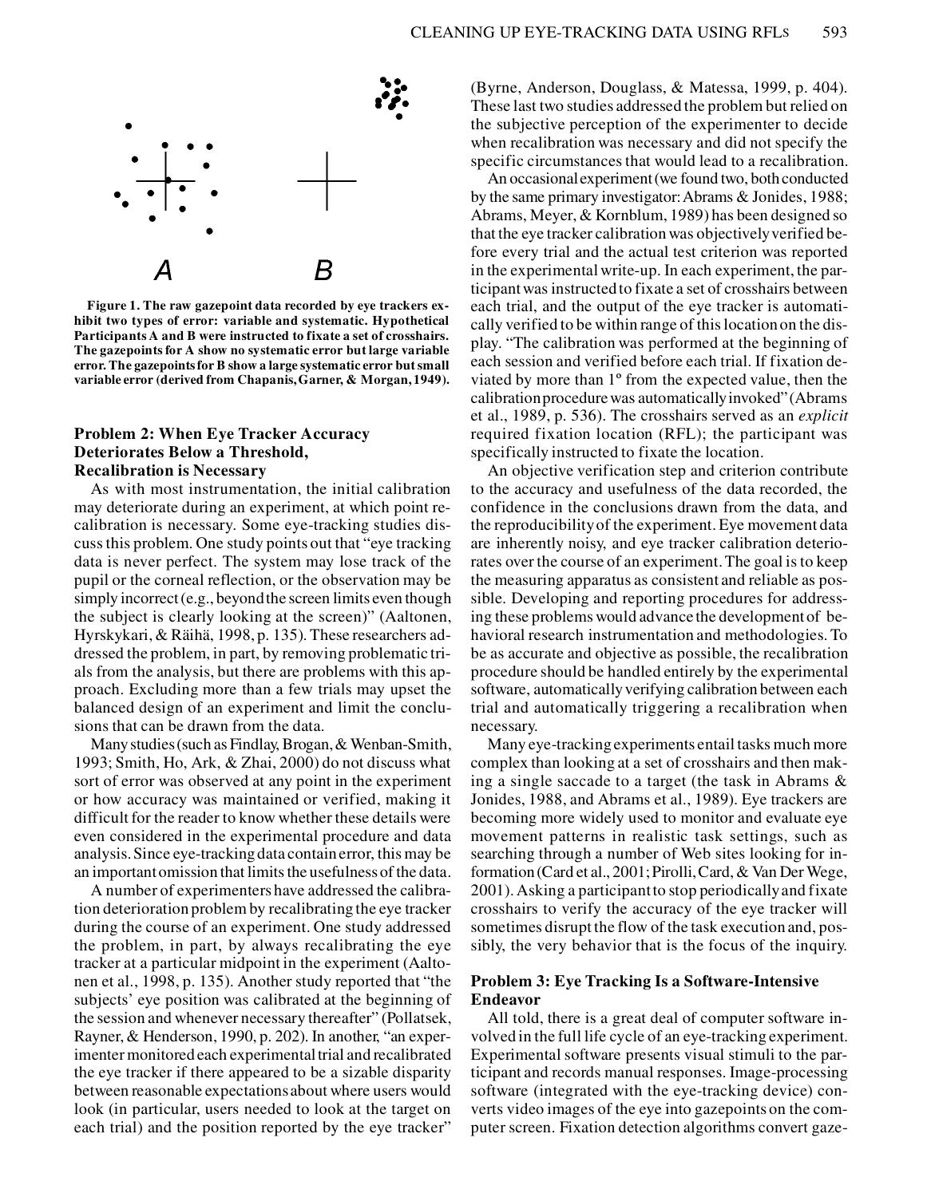Figure 1. The raw gazepoint data recorded by eye trackers exhibit two types of error: variable and systematic. Hypothetical Participants A and B were instructed to fixate a set of crosshairs. The gazepoints for A show no systematic error but large variable error. The gazepoints for B show a large systematic error but small variable error (derived from Chapanis, Garner, & Morgan, 1949).

### Problem 2: When Eye Tracker Accuracy Deteriorates Below a Threshold, Recalibration is Necessary

As with most instrumentation, the initial calibration may deteriorate during an experiment, at which point recalibration is necessary. Some eye-tracking studies discuss this problem. One study points out that "eye tracking data is never perfect. The system may lose track of the pupil or the corneal reflection, or the observation may be simply incorrect (e.g., beyond the screen limits even though the subject is clearly looking at the screen)" (Aaltonen, Hyrskykari, & Räihä, 1998, p. 135). These researchers addressed the problem, in part, by removing problematic trials from the analysis, but there are problems with this approach. Excluding more than a few trials may upset the balanced design of an experiment and limit the conclusions that can be drawn from the data.

Many studies (such as Findlay, Brogan, & Wenban-Smith, 1993; Smith, Ho, Ark, & Zhai, 2000) do not discuss what sort of error was observed at any point in the experiment or how accuracy was maintained or verified, making it difficult for the reader to know whether these details were even considered in the experimental procedure and data analysis. Since eye-tracking data contain error, this may be an important omission that limits the usefulness of the data.

A number of experimenters have addressed the calibration deterioration problem by recalibrating the eye tracker during the course of an experiment. One study addressed the problem, in part, by always recalibrating the eye tracker at a particular midpoint in the experiment (Aaltonen et al., 1998, p. 135). Another study reported that "the subjects' eye position was calibrated at the beginning of the session and whenever necessary thereafter" (Pollatsek, Rayner, & Henderson, 1990, p. 202). In another, "an experimenter monitored each experimental trial and recalibrated the eye tracker if there appeared to be a sizable disparity between reasonable expectations about where users would look (in particular, users needed to look at the target on each trial) and the position reported by the eye tracker" (Byrne, Anderson, Douglass, & Matessa, 1999, p. 404). These last two studies addressed the problem but relied on the subjective perception of the experimenter to decide when recalibration was necessary and did not specify the specific circumstances that would lead to a recalibration.

An occasional experiment (we found two, both conducted by the same primary investigator: Abrams & Jonides, 1988; Abrams, Meyer, & Kornblum, 1989) has been designed so that the eye tracker calibration was objectively verified before every trial and the actual test criterion was reported in the experimental write-up. In each experiment, the participant was instructed to fixate a set of crosshairs between each trial, and the output of the eye tracker is automatically verified to be within range of this location on the display. "The calibration was performed at the beginning of each session and verified before each trial. If fixation deviated by more than 1º from the expected value, then the calibration procedure was automatically invoked" (Abrams et al., 1989, p. 536). The crosshairs served as an *explicit* required fixation location (RFL); the participant was specifically instructed to fixate the location.

An objective verification step and criterion contribute to the accuracy and usefulness of the data recorded, the confidence in the conclusions drawn from the data, and the reproducibility of the experiment. Eye movement data are inherently noisy, and eye tracker calibration deteriorates over the course of an experiment. The goal is to keep the measuring apparatus as consistent and reliable as possible. Developing and reporting procedures for addressing these problems would advance the development of behavioral research instrumentation and methodologies. To be as accurate and objective as possible, the recalibration procedure should be handled entirely by the experimental software, automatically verifying calibration between each trial and automatically triggering a recalibration when necessary.

Many eye-tracking experiments entail tasks much more complex than looking at a set of crosshairs and then making a single saccade to a target (the task in Abrams & Jonides, 1988, and Abrams et al., 1989). Eye trackers are becoming more widely used to monitor and evaluate eye movement patterns in realistic task settings, such as searching through a number of Web sites looking for information (Card et al., 2001; Pirolli, Card, & Van Der Wege, 2001). Asking a participant to stop periodically and fixate crosshairs to verify the accuracy of the eye tracker will sometimes disrupt the flow of the task execution and, possibly, the very behavior that is the focus of the inquiry.

### Problem 3: Eye Tracking Is a Software-Intensive Endeavor

All told, there is a great deal of computer software involved in the full life cycle of an eye-tracking experiment. Experimental software presents visual stimuli to the participant and records manual responses. Image-processing software (integrated with the eye-tracking device) converts video images of the eye into gazepoints on the computer screen. Fixation detection algorithms convert gaze-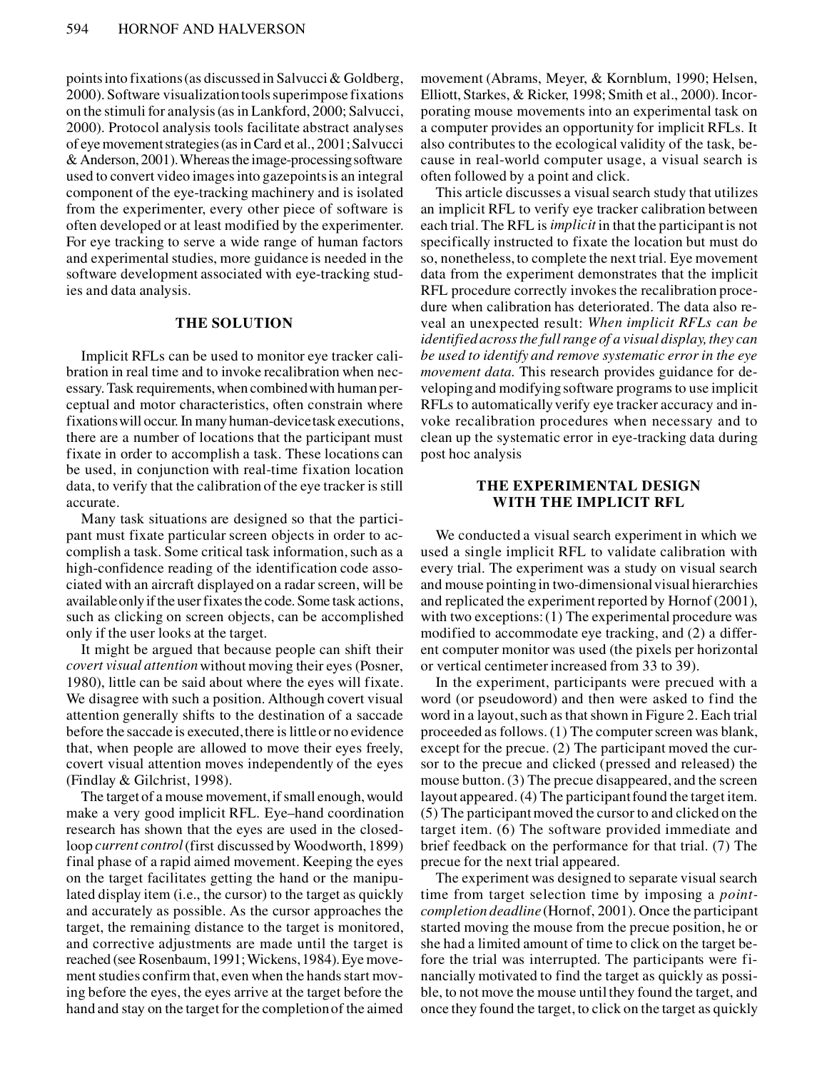points into fixations (as discussed in Salvucci & Goldberg, 2000). Software visualization tools superimpose fixations on the stimuli for analysis (as in Lankford, 2000; Salvucci, 2000). Protocol analysis tools facilitate abstract analyses of eye movement strategies (as in Card et al., 2001; Salvucci & Anderson, 2001). Whereas the image-processing software used to convert video images into gazepoints is an integral component of the eye-tracking machinery and is isolated from the experimenter, every other piece of software is often developed or at least modified by the experimenter. For eye tracking to serve a wide range of human factors and experimental studies, more guidance is needed in the software development associated with eye-tracking studies and data analysis.

## THE SOLUTION

Implicit RFLs can be used to monitor eye tracker calibration in real time and to invoke recalibration when necessary. Task requirements, when combined with human perceptual and motor characteristics, often constrain where fixations will occur. In many human-device task executions, there are a number of locations that the participant must fixate in order to accomplish a task. These locations can be used, in conjunction with real-time fixation location data, to verify that the calibration of the eye tracker is still accurate.

Many task situations are designed so that the participant must fixate particular screen objects in order to accomplish a task. Some critical task information, such as a high-confidence reading of the identification code associated with an aircraft displayed on a radar screen, will be available only if the user fixates the code. Some task actions, such as clicking on screen objects, can be accomplished only if the user looks at the target.

It might be argued that because people can shift their *covert visual attention* without moving their eyes (Posner, 1980), little can be said about where the eyes will fixate. We disagree with such a position. Although covert visual attention generally shifts to the destination of a saccade before the saccade is executed, there is little or no evidence that, when people are allowed to move their eyes freely, covert visual attention moves independently of the eyes (Findlay & Gilchrist, 1998).

The target of a mouse movement, if small enough, would make a very good implicit RFL. Eye–hand coordination research has shown that the eyes are used in the closed-loop *current control* (first discussed by Woodworth, 1899) final phase of a rapid aimed movement. Keeping the eyes on the target facilitates getting the hand or the manipulated display item (i.e., the cursor) to the target as quickly and accurately as possible. As the cursor approaches the target, the remaining distance to the target is monitored, and corrective adjustments are made until the target is reached (see Rosenbaum, 1991; Wickens, 1984). Eye movement studies confirm that, even when the hands start moving before the eyes, the eyes arrive at the target before the hand and stay on the target for the completion of the aimed movement (Abrams, Meyer, & Kornblum, 1990; Helsen, Elliott, Starkes, & Ricker, 1998; Smith et al., 2000). Incorporating mouse movements into an experimental task on a computer provides an opportunity for implicit RFLs. It also contributes to the ecological validity of the task, because in real-world computer usage, a visual search is often followed by a point and click.

This article discusses a visual search study that utilizes an implicit RFL to verify eye tracker calibration between each trial. The RFL is *implicit* in that the participant is not specifically instructed to fixate the location but must do so, nonetheless, to complete the next trial. Eye movement data from the experiment demonstrates that the implicit RFL procedure correctly invokes the recalibration procedure when calibration has deteriorated. The data also reveal an unexpected result: *When implicit RFLs can be identified across the full range of a visual display, they can be used to identify and remove systematic error in the eye movement data.* This research provides guidance for developing and modifying software programs to use implicit RFLs to automatically verify eye tracker accuracy and invoke recalibration procedures when necessary and to clean up the systematic error in eye-tracking data during post hoc analysis

## THE EXPERIMENTAL DESIGN WITH THE IMPLICIT RFL

We conducted a visual search experiment in which we used a single implicit RFL to validate calibration with every trial. The experiment was a study on visual search and mouse pointing in two-dimensional visual hierarchies and replicated the experiment reported by Hornof (2001), with two exceptions: (1) The experimental procedure was modified to accommodate eye tracking, and (2) a different computer monitor was used (the pixels per horizontal or vertical centimeter increased from 33 to 39).

In the experiment, participants were precued with a word (or pseudoword) and then were asked to find the word in a layout, such as that shown in Figure 2. Each trial proceeded as follows. (1) The computer screen was blank, except for the precue. (2) The participant moved the cursor to the precue and clicked (pressed and released) the mouse button. (3) The precue disappeared, and the screen layout appeared. (4) The participant found the target item. (5) The participant moved the cursor to and clicked on the target item. (6) The software provided immediate and brief feedback on the performance for that trial. (7) The precue for the next trial appeared.

The experiment was designed to separate visual search time from target selection time by imposing a *point-completion deadline* (Hornof, 2001). Once the participant started moving the mouse from the precue position, he or she had a limited amount of time to click on the target before the trial was interrupted. The participants were financially motivated to find the target as quickly as possible, to not move the mouse until they found the target, and once they found the target, to click on the target as quickly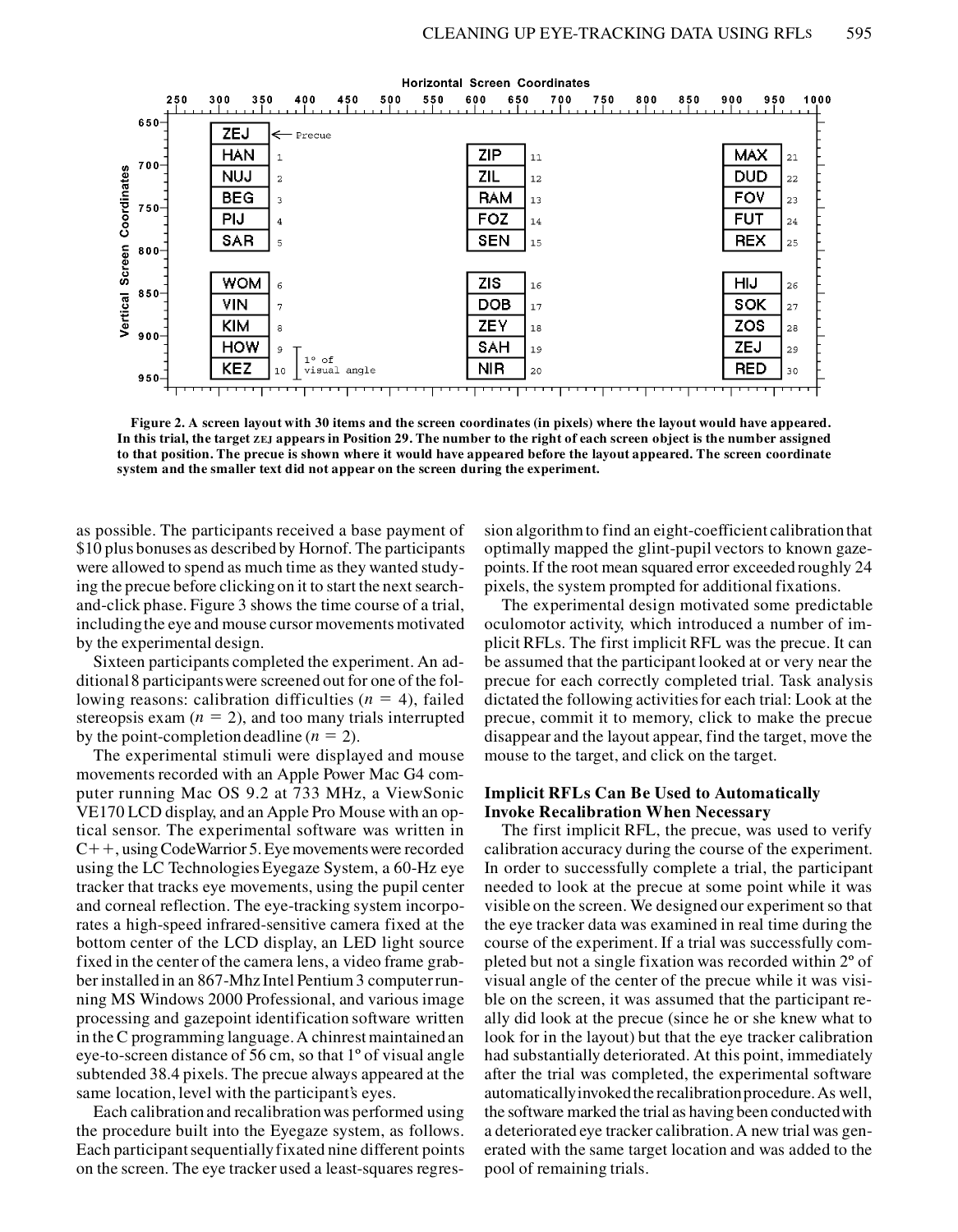**Figure 2. A screen layout with 30 items and the screen coordinates (in pixels) where the layout would have appeared. In this trial, the target ZEJ appears in Position 29. The number to the right of each screen object is the number assigned to that position. The precue is shown where it would have appeared before the layout appeared. The screen coordinate system and the smaller text did not appear on the screen during the experiment.**

as possible. The participants received a base payment of \$10 plus bonuses as described by Hornof. The participants were allowed to spend as much time as they wanted studying the precue before clicking on it to start the next search-and-click phase. Figure 3 shows the time course of a trial, including the eye and mouse cursor movements motivated by the experimental design.

Sixteen participants completed the experiment. An additional 8 participants were screened out for one of the following reasons: calibration difficulties ($n = 4$), failed stereopsis exam ($n = 2$), and too many trials interrupted by the point-completion deadline ($n = 2$).

The experimental stimuli were displayed and mouse movements recorded with an Apple Power Mac G4 computer running Mac OS 9.2 at 733 MHz, a ViewSonic VE170 LCD display, and an Apple Pro Mouse with an optical sensor. The experimental software was written in C++, using CodeWarrior 5. Eye movements were recorded using the LC Technologies Eyegaze System, a 60-Hz eye tracker that tracks eye movements, using the pupil center and corneal reflection. The eye-tracking system incorporates a high-speed infrared-sensitive camera fixed at the bottom center of the LCD display, an LED light source fixed in the center of the camera lens, a video frame grabber installed in an 867-Mhz Intel Pentium 3 computer running MS Windows 2000 Professional, and various image processing and gazepoint identification software written in the C programming language. A chinrest maintained an eye-to-screen distance of 56 cm, so that 1º of visual angle subtended 38.4 pixels. The precue always appeared at the same location, level with the participant's eyes.

Each calibration and recalibration was performed using the procedure built into the Eyegaze system, as follows. Each participant sequentially fixated nine different points on the screen. The eye tracker used a least-squares regression algorithm to find an eight-coefficient calibration that optimally mapped the glint-pupil vectors to known gazepoints. If the root mean squared error exceeded roughly 24 pixels, the system prompted for additional fixations.

The experimental design motivated some predictable oculomotor activity, which introduced a number of implicit RFLs. The first implicit RFL was the precue. It can be assumed that the participant looked at or very near the precue for each correctly completed trial. Task analysis dictated the following activities for each trial: Look at the precue, commit it to memory, click to make the precue disappear and the layout appear, find the target, move the mouse to the target, and click on the target.

### Implicit RFLs Can Be Used to Automatically Invoke Recalibration When Necessary

The first implicit RFL, the precue, was used to verify calibration accuracy during the course of the experiment. In order to successfully complete a trial, the participant needed to look at the precue at some point while it was visible on the screen. We designed our experiment so that the eye tracker data was examined in real time during the course of the experiment. If a trial was successfully completed but not a single fixation was recorded within 2º of visual angle of the center of the precue while it was visible on the screen, it was assumed that the participant really did look at the precue (since he or she knew what to look for in the layout) but that the eye tracker calibration had substantially deteriorated. At this point, immediately after the trial was completed, the experimental software automatically invoked the recalibration procedure. As well, the software marked the trial as having been conducted with a deteriorated eye tracker calibration. A new trial was generated with the same target location and was added to the pool of remaining trials.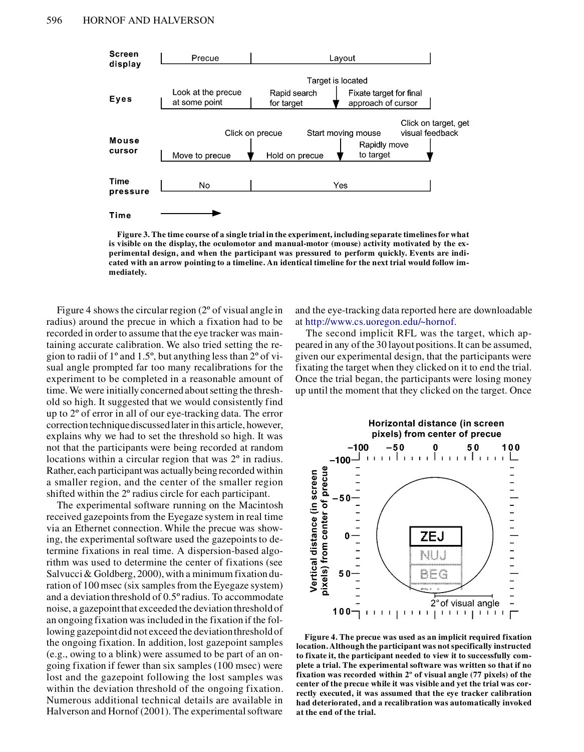Figure 3. The time course of a single trial in the experiment, including separate timelines for what is visible on the display, the oculomotor and manual-motor (mouse) activity motivated by the experimental design, and when the participant was pressured to perform quickly. Events are indicated with an arrow pointing to a timeline. An identical timeline for the next trial would follow immediately.

Figure 4 shows the circular region (2º of visual angle in radius) around the precue in which a fixation had to be recorded in order to assume that the eye tracker was maintaining accurate calibration. We also tried setting the region to radii of 1º and 1.5º, but anything less than 2º of visual angle prompted far too many recalibrations for the experiment to be completed in a reasonable amount of time. We were initially concerned about setting the threshold so high. It suggested that we would consistently find up to 2º of error in all of our eye-tracking data. The error correction technique discussed later in this article, however, explains why we had to set the threshold so high. It was not that the participants were being recorded at random locations within a circular region that was 2º in radius. Rather, each participant was actually being recorded within a smaller region, and the center of the smaller region shifted within the 2º radius circle for each participant.

The experimental software running on the Macintosh received gazepoints from the Eyegaze system in real time via an Ethernet connection. While the precue was showing, the experimental software used the gazepoints to determine fixations in real time. A dispersion-based algorithm was used to determine the center of fixations (see Salvucci & Goldberg, 2000), with a minimum fixation duration of 100 msec (six samples from the Eyegaze system) and a deviation threshold of 0.5º radius. To accommodate noise, a gazepoint that exceeded the deviation threshold of an ongoing fixation was included in the fixation if the following gazepoint did not exceed the deviation threshold of the ongoing fixation. In addition, lost gazepoint samples (e.g., owing to a blink) were assumed to be part of an ongoing fixation if fewer than six samples (100 msec) were lost and the gazepoint following the lost samples was within the deviation threshold of the ongoing fixation. Numerous additional technical details are available in Halverson and Hornof (2001). The experimental software and the eye-tracking data reported here are downloadable at http://www.cs.uoregon.edu/~hornof.

The second implicit RFL was the target, which appeared in any of the 30 layout positions. It can be assumed, given our experimental design, that the participants were fixating the target when they clicked on it to end the trial. Once the trial began, the participants were losing money up until the moment that they clicked on the target. Once

Figure 4. The precue was used as an implicit required fixation location. Although the participant was not specifically instructed to fixate it, the participant needed to view it to successfully complete a trial. The experimental software was written so that if no fixation was recorded within 2º of visual angle (77 pixels) of the center of the precue while it was visible and yet the trial was correctly executed, it was assumed that the eye tracker calibration had deteriorated, and a recalibration was automatically invoked at the end of the trial.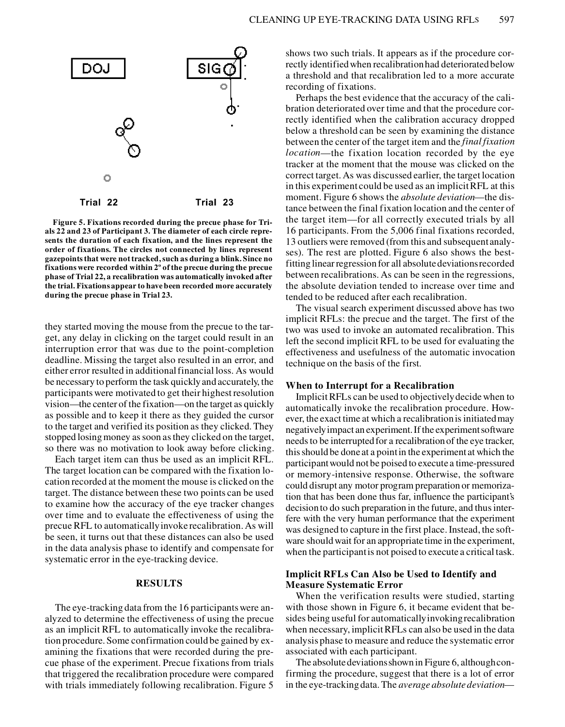DOJ

SIG

Trial 22

Trial 23

**Figure 5. Fixations recorded during the precue phase for Trials 22 and 23 of Participant 3. The diameter of each circle represents the duration of each fixation, and the lines represent the order of fixations. The circles not connected by lines represent gazepoints that were not tracked, such as during a blink. Since no fixations were recorded within 2º of the precue during the precue phase of Trial 22, a recalibration was automatically invoked after the trial. Fixations appear to have been recorded more accurately during the precue phase in Trial 23.**

they started moving the mouse from the precue to the target, any delay in clicking on the target could result in an interruption error that was due to the point-completion deadline. Missing the target also resulted in an error, and either error resulted in additional financial loss. As would be necessary to perform the task quickly and accurately, the participants were motivated to get their highest resolution vision—the center of the fixation—on the target as quickly as possible and to keep it there as they guided the cursor to the target and verified its position as they clicked. They stopped losing money as soon as they clicked on the target, so there was no motivation to look away before clicking.

Each target item can thus be used as an implicit RFL. The target location can be compared with the fixation location recorded at the moment the mouse is clicked on the target. The distance between these two points can be used to examine how the accuracy of the eye tracker changes over time and to evaluate the effectiveness of using the precue RFL to automatically invoke recalibration. As will be seen, it turns out that these distances can also be used in the data analysis phase to identify and compensate for systematic error in the eye-tracking device.

## RESULTS

The eye-tracking data from the 16 participants were analyzed to determine the effectiveness of using the precue as an implicit RFL to automatically invoke the recalibration procedure. Some confirmation could be gained by examining the fixations that were recorded during the precue phase of the experiment. Precue fixations from trials that triggered the recalibration procedure were compared with trials immediately following recalibration. Figure 5 shows two such trials. It appears as if the procedure correctly identified when recalibration had deteriorated below a threshold and that recalibration led to a more accurate recording of fixations.

Perhaps the best evidence that the accuracy of the calibration deteriorated over time and that the procedure correctly identified when the calibration accuracy dropped below a threshold can be seen by examining the distance between the center of the target item and the *final fixation location*—the fixation location recorded by the eye tracker at the moment that the mouse was clicked on the correct target. As was discussed earlier, the target location in this experiment could be used as an implicit RFL at this moment. Figure 6 shows the *absolute deviation*—the distance between the final fixation location and the center of the target item—for all correctly executed trials by all 16 participants. From the 5,006 final fixations recorded, 13 outliers were removed (from this and subsequent analyses). The rest are plotted. Figure 6 also shows the best-fitting linear regression for all absolute deviations recorded between recalibrations. As can be seen in the regressions, the absolute deviation tended to increase over time and tended to be reduced after each recalibration.

The visual search experiment discussed above has two implicit RFLs: the precue and the target. The first of the two was used to invoke an automated recalibration. This left the second implicit RFL to be used for evaluating the effectiveness and usefulness of the automatic invocation technique on the basis of the first.

### When to Interrupt for a Recalibration

Implicit RFLs can be used to objectively decide when to automatically invoke the recalibration procedure. However, the exact time at which a recalibration is initiated may negatively impact an experiment. If the experiment software needs to be interrupted for a recalibration of the eye tracker, this should be done at a point in the experiment at which the participant would not be poised to execute a time-pressured or memory-intensive response. Otherwise, the software could disrupt any motor program preparation or memorization that has been done thus far, influence the participant's decision to do such preparation in the future, and thus interfere with the very human performance that the experiment was designed to capture in the first place. Instead, the software should wait for an appropriate time in the experiment, when the participant is not poised to execute a critical task.

### Implicit RFLs Can Also be Used to Identify and Measure Systematic Error

When the verification results were studied, starting with those shown in Figure 6, it became evident that besides being useful for automatically invoking recalibration when necessary, implicit RFLs can also be used in the data analysis phase to measure and reduce the systematic error associated with each participant.

The absolute deviations shown in Figure 6, although confirming the procedure, suggest that there is a lot of error in the eye-tracking data. The *average absolute deviation*—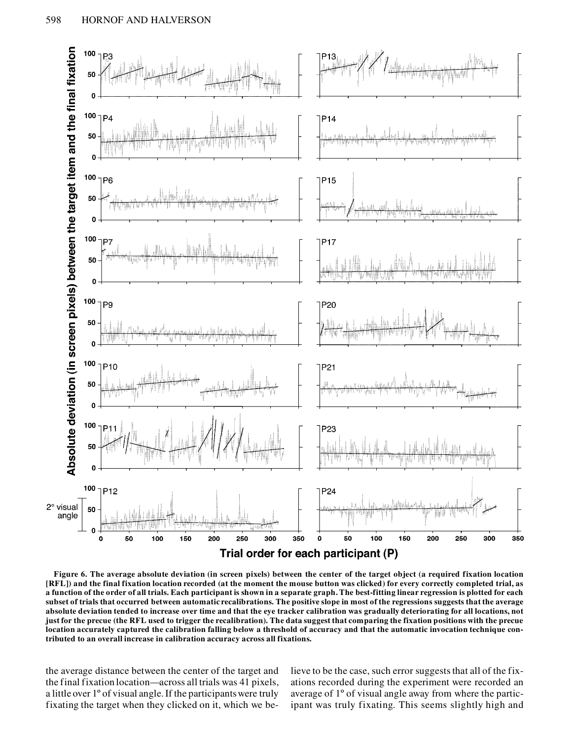Figure 6. The average absolute deviation (in screen pixels) between the center of the target object (a required fixation location [RFL]) and the final fixation location recorded (at the moment the mouse button was clicked) for every correctly completed trial, as a function of the order of all trials. Each participant is shown in a separate graph. The best-fitting linear regression is plotted for each subset of trials that occurred between automatic recalibrations. The positive slope in most of the regressions suggests that the average absolute deviation tended to increase over time and that the eye tracker calibration was gradually deteriorating for all locations, not just for the precue (the RFL used to trigger the recalibration). The data suggest that comparing the fixation positions with the precue location accurately captured the calibration falling below a threshold of accuracy and that the automatic invocation technique contributed to an overall increase in calibration accuracy across all fixations.

the average distance between the center of the target and the final fixation location—across all trials was 41 pixels, a little over 1º of visual angle. If the participants were truly fixating the target when they clicked on it, which we believe to be the case, such error suggests that all of the fixations recorded during the experiment were recorded an average of 1º of visual angle away from where the participant was truly fixating. This seems slightly high and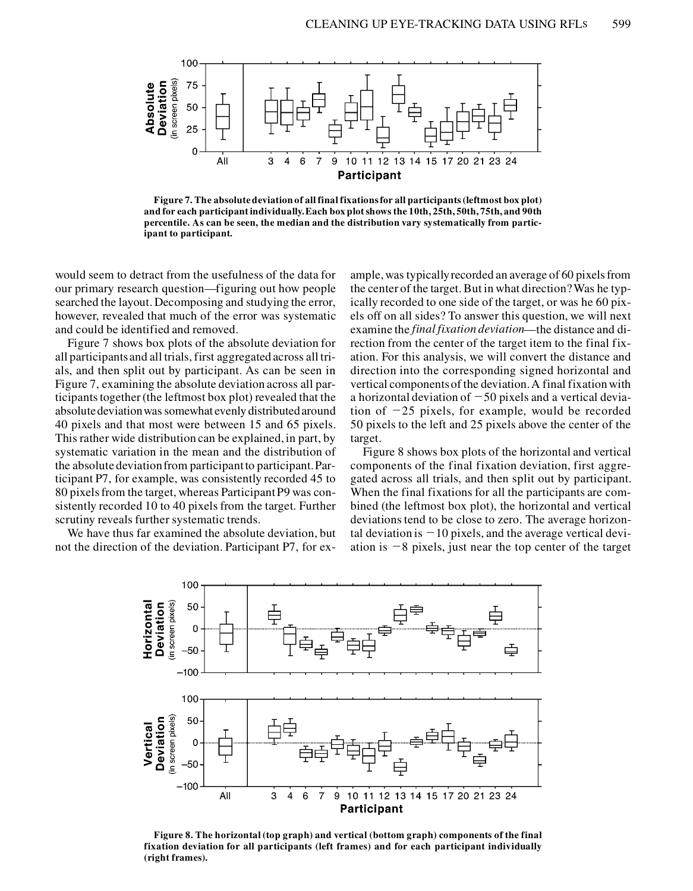Figure 7. The absolute deviation of all final fixations for all participants (leftmost box plot) and for each participant individually. Each box plot shows the 10th, 25th, 50th, 75th, and 90th percentile. As can be seen, the median and the distribution vary systematically from participant to participant.

would seem to detract from the usefulness of the data for our primary research question—figuring out how people searched the layout. Decomposing and studying the error, however, revealed that much of the error was systematic and could be identified and removed.

Figure 7 shows box plots of the absolute deviation for all participants and all trials, first aggregated across all trials, and then split out by participant. As can be seen in Figure 7, examining the absolute deviation across all participants together (the leftmost box plot) revealed that the absolute deviation was somewhat evenly distributed around 40 pixels and that most were between 15 and 65 pixels. This rather wide distribution can be explained, in part, by systematic variation in the mean and the distribution of the absolute deviation from participant to participant. Participant P7, for example, was consistently recorded 45 to 80 pixels from the target, whereas Participant P9 was consistently recorded 10 to 40 pixels from the target. Further scrutiny reveals further systematic trends.

We have thus far examined the absolute deviation, but not the direction of the deviation. Participant P7, for example, was typically recorded an average of 60 pixels from the center of the target. But in what direction? Was he typically recorded to one side of the target, or was he 60 pixels off on all sides? To answer this question, we will next examine the *final fixation deviation*—the distance and direction from the center of the target item to the final fixation. For this analysis, we will convert the distance and direction into the corresponding signed horizontal and vertical components of the deviation. A final fixation with a horizontal deviation of −50 pixels and a vertical deviation of −25 pixels, for example, would be recorded 50 pixels to the left and 25 pixels above the center of the target.

Figure 8 shows box plots of the horizontal and vertical components of the final fixation deviation, first aggregated across all trials, and then split out by participant. When the final fixations for all the participants are combined (the leftmost box plot), the horizontal and vertical deviations tend to be close to zero. The average horizontal deviation is −10 pixels, and the average vertical deviation is −8 pixels, just near the top center of the target

Figure 8. The horizontal (top graph) and vertical (bottom graph) components of the final fixation deviation for all participants (left frames) and for each participant individually (right frames).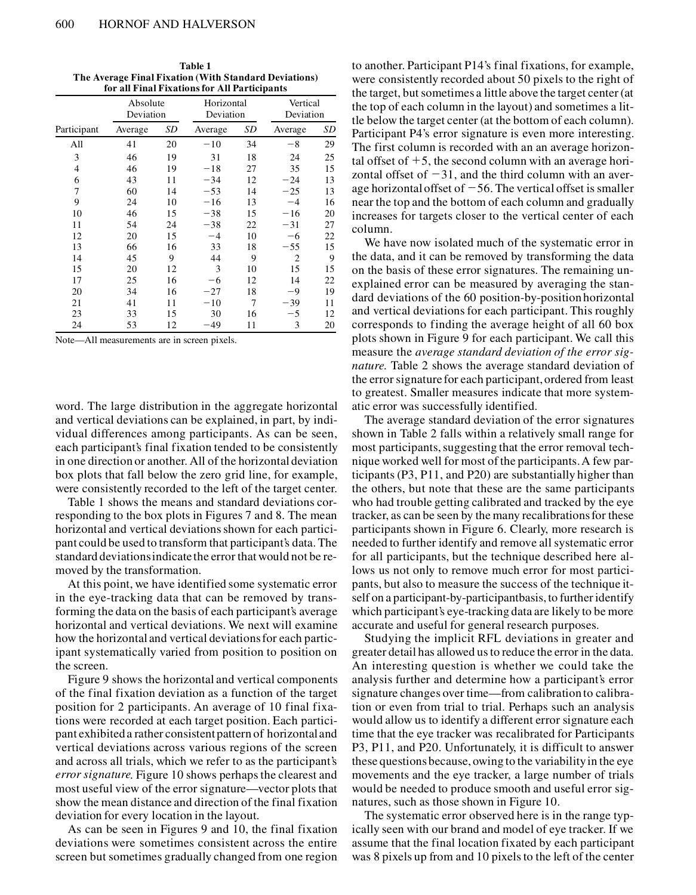**Table 1**
**The Average Final Fixation (With Standard Deviations) for all Final Fixations for All Participants**

| Participant | Absolute Deviation | | Horizontal Deviation | | Vertical Deviation | |
|---|---|---|---|---|---|---|
| | Average | *SD* | Average | *SD* | Average | *SD* |
| All | 41 | 20 | −10 | 34 | −8 | 29 |
| 3 | 46 | 19 | 31 | 18 | 24 | 25 |
| 4 | 46 | 19 | −18 | 27 | 35 | 15 |
| 6 | 43 | 11 | −34 | 12 | −24 | 13 |
| 7 | 60 | 14 | −53 | 14 | −25 | 13 |
| 9 | 24 | 10 | −16 | 13 | −4 | 16 |
| 10 | 46 | 15 | −38 | 15 | −16 | 20 |
| 11 | 54 | 24 | −38 | 22 | −31 | 27 |
| 12 | 20 | 15 | −4 | 10 | −6 | 22 |
| 13 | 66 | 16 | 33 | 18 | −55 | 15 |
| 14 | 45 | 9 | 44 | 9 | 2 | 9 |
| 15 | 20 | 12 | 3 | 10 | 15 | 15 |
| 17 | 25 | 16 | −6 | 12 | 14 | 22 |
| 20 | 34 | 16 | −27 | 18 | −9 | 19 |
| 21 | 41 | 11 | −10 | 7 | −39 | 11 |
| 23 | 33 | 15 | 30 | 16 | −5 | 12 |
| 24 | 53 | 12 | −49 | 11 | 3 | 20 |

Note—All measurements are in screen pixels.

word. The large distribution in the aggregate horizontal and vertical deviations can be explained, in part, by individual differences among participants. As can be seen, each participant's final fixation tended to be consistently in one direction or another. All of the horizontal deviation box plots that fall below the zero grid line, for example, were consistently recorded to the left of the target center.

Table 1 shows the means and standard deviations corresponding to the box plots in Figures 7 and 8. The mean horizontal and vertical deviations shown for each participant could be used to transform that participant's data. The standard deviations indicate the error that would not be removed by the transformation.

At this point, we have identified some systematic error in the eye-tracking data that can be removed by transforming the data on the basis of each participant's average horizontal and vertical deviations. We next will examine how the horizontal and vertical deviations for each participant systematically varied from position to position on the screen.

Figure 9 shows the horizontal and vertical components of the final fixation deviation as a function of the target position for 2 participants. An average of 10 final fixations were recorded at each target position. Each participant exhibited a rather consistent pattern of horizontal and vertical deviations across various regions of the screen and across all trials, which we refer to as the participant's *error signature.* Figure 10 shows perhaps the clearest and most useful view of the error signature—vector plots that show the mean distance and direction of the final fixation deviation for every location in the layout.

As can be seen in Figures 9 and 10, the final fixation deviations were sometimes consistent across the entire screen but sometimes gradually changed from one region to another. Participant P14's final fixations, for example, were consistently recorded about 50 pixels to the right of the target, but sometimes a little above the target center (at the top of each column in the layout) and sometimes a little below the target center (at the bottom of each column). Participant P4's error signature is even more interesting. The first column is recorded with an an average horizontal offset of +5, the second column with an average horizontal offset of −31, and the third column with an average horizontal offset of −56. The vertical offset is smaller near the top and the bottom of each column and gradually increases for targets closer to the vertical center of each column.

We have now isolated much of the systematic error in the data, and it can be removed by transforming the data on the basis of these error signatures. The remaining unexplained error can be measured by averaging the standard deviations of the 60 position-by-position horizontal and vertical deviations for each participant. This roughly corresponds to finding the average height of all 60 box plots shown in Figure 9 for each participant. We call this measure the *average standard deviation of the error signature.* Table 2 shows the average standard deviation of the error signature for each participant, ordered from least to greatest. Smaller measures indicate that more systematic error was successfully identified.

The average standard deviation of the error signatures shown in Table 2 falls within a relatively small range for most participants, suggesting that the error removal technique worked well for most of the participants. A few participants (P3, P11, and P20) are substantially higher than the others, but note that these are the same participants who had trouble getting calibrated and tracked by the eye tracker, as can be seen by the many recalibrations for these participants shown in Figure 6. Clearly, more research is needed to further identify and remove all systematic error for all participants, but the technique described here allows us not only to remove much error for most participants, but also to measure the success of the technique itself on a participant-by-participant basis, to further identify which participant's eye-tracking data are likely to be more accurate and useful for general research purposes.

Studying the implicit RFL deviations in greater and greater detail has allowed us to reduce the error in the data. An interesting question is whether we could take the analysis further and determine how a participant's error signature changes over time—from calibration to calibration or even from trial to trial. Perhaps such an analysis would allow us to identify a different error signature each time that the eye tracker was recalibrated for Participants P3, P11, and P20. Unfortunately, it is difficult to answer these questions because, owing to the variability in the eye movements and the eye tracker, a large number of trials would be needed to produce smooth and useful error signatures, such as those shown in Figure 10.

The systematic error observed here is in the range typically seen with our brand and model of eye tracker. If we assume that the final location fixated by each participant was 8 pixels up from and 10 pixels to the left of the center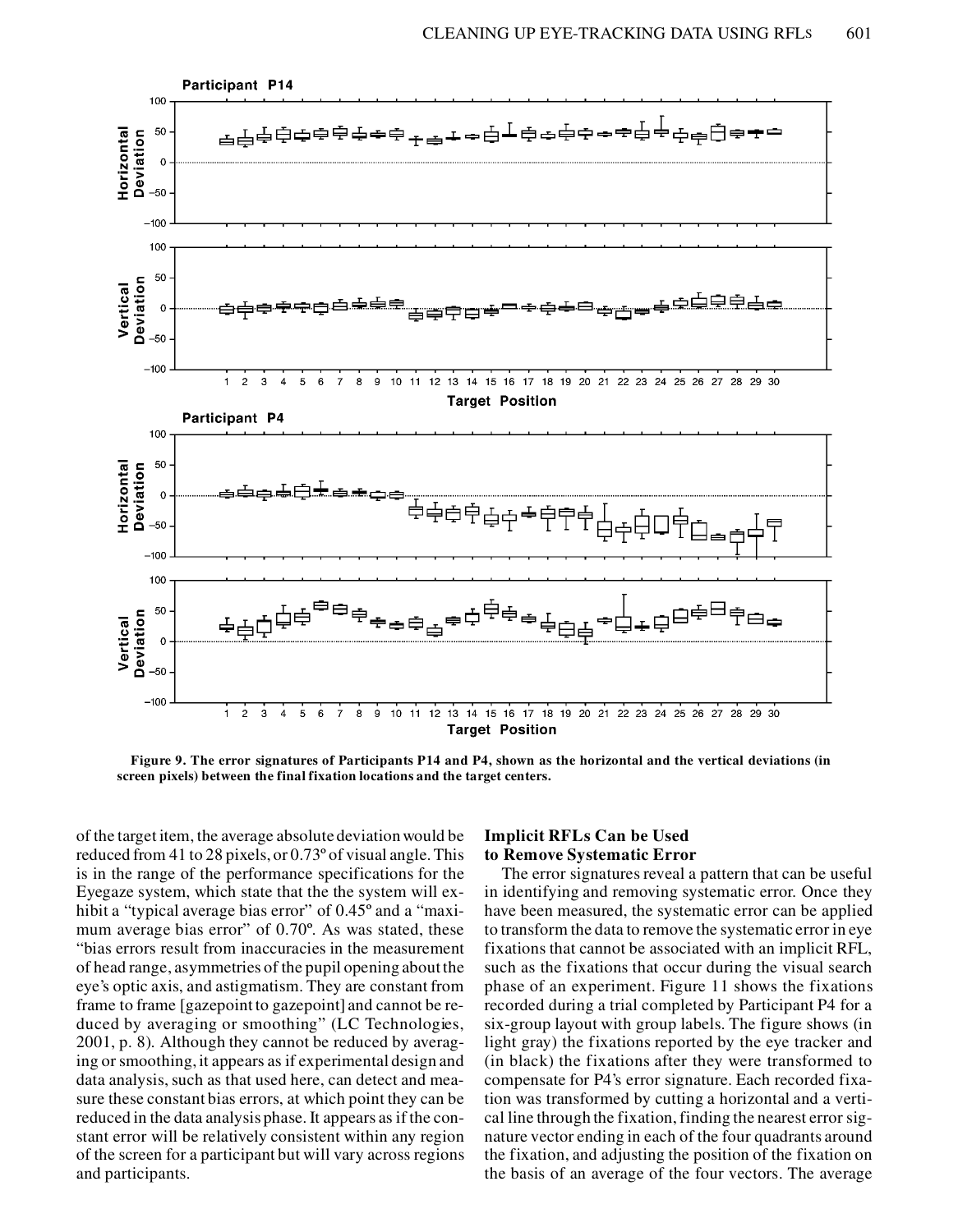Figure 9. The error signatures of Participants P14 and P4, shown as the horizontal and the vertical deviations (in screen pixels) between the final fixation locations and the target centers.

of the target item, the average absolute deviation would be reduced from 41 to 28 pixels, or 0.73º of visual angle. This is in the range of the performance specifications for the Eyegaze system, which state that the the system will exhibit a "typical average bias error" of 0.45º and a "maximum average bias error" of 0.70º. As was stated, these "bias errors result from inaccuracies in the measurement of head range, asymmetries of the pupil opening about the eye's optic axis, and astigmatism. They are constant from frame to frame [gazepoint to gazepoint] and cannot be reduced by averaging or smoothing" (LC Technologies, 2001, p. 8). Although they cannot be reduced by averaging or smoothing, it appears as if experimental design and data analysis, such as that used here, can detect and measure these constant bias errors, at which point they can be reduced in the data analysis phase. It appears as if the constant error will be relatively consistent within any region of the screen for a participant but will vary across regions and participants.

### Implicit RFLs Can be Used to Remove Systematic Error

The error signatures reveal a pattern that can be useful in identifying and removing systematic error. Once they have been measured, the systematic error can be applied to transform the data to remove the systematic error in eye fixations that cannot be associated with an implicit RFL, such as the fixations that occur during the visual search phase of an experiment. Figure 11 shows the fixations recorded during a trial completed by Participant P4 for a six-group layout with group labels. The figure shows (in light gray) the fixations reported by the eye tracker and (in black) the fixations after they were transformed to compensate for P4's error signature. Each recorded fixation was transformed by cutting a horizontal and a vertical line through the fixation, finding the nearest error signature vector ending in each of the four quadrants around the fixation, and adjusting the position of the fixation on the basis of an average of the four vectors. The average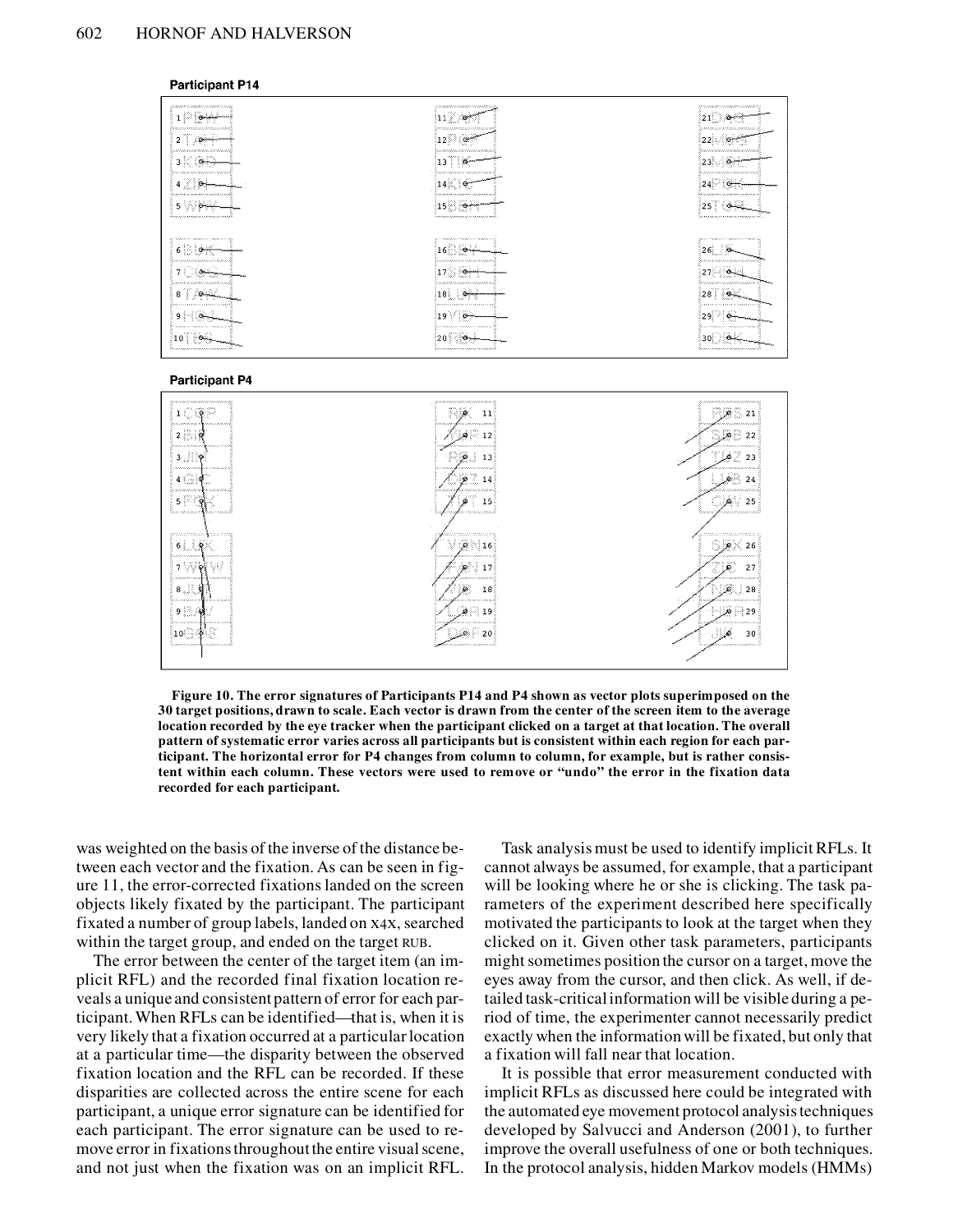**Figure 10. The error signatures of Participants P14 and P4 shown as vector plots superimposed on the 30 target positions, drawn to scale. Each vector is drawn from the center of the screen item to the average location recorded by the eye tracker when the participant clicked on a target at that location. The overall pattern of systematic error varies across all participants but is consistent within each region for each participant. The horizontal error for P4 changes from column to column, for example, but is rather consistent within each column. These vectors were used to remove or "undo" the error in the fixation data recorded for each participant.**

was weighted on the basis of the inverse of the distance between each vector and the fixation. As can be seen in figure 11, the error-corrected fixations landed on the screen objects likely fixated by the participant. The participant fixated a number of group labels, landed on X4X, searched within the target group, and ended on the target RUB.

The error between the center of the target item (an implicit RFL) and the recorded final fixation location reveals a unique and consistent pattern of error for each participant. When RFLs can be identified—that is, when it is very likely that a fixation occurred at a particular location at a particular time—the disparity between the observed fixation location and the RFL can be recorded. If these disparities are collected across the entire scene for each participant, a unique error signature can be identified for each participant. The error signature can be used to remove error in fixations throughout the entire visual scene, and not just when the fixation was on an implicit RFL.

Task analysis must be used to identify implicit RFLs. It cannot always be assumed, for example, that a participant will be looking where he or she is clicking. The task parameters of the experiment described here specifically motivated the participants to look at the target when they clicked on it. Given other task parameters, participants might sometimes position the cursor on a target, move the eyes away from the cursor, and then click. As well, if detailed task-critical information will be visible during a period of time, the experimenter cannot necessarily predict exactly when the information will be fixated, but only that a fixation will fall near that location.

It is possible that error measurement conducted with implicit RFLs as discussed here could be integrated with the automated eye movement protocol analysis techniques developed by Salvucci and Anderson (2001), to further improve the overall usefulness of one or both techniques. In the protocol analysis, hidden Markov models (HMMs)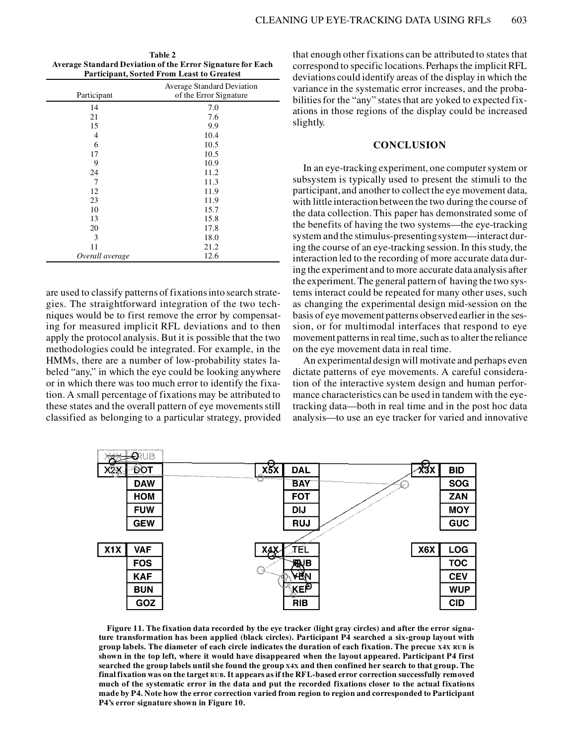**Table 2**
**Average Standard Deviation of the Error Signature for Each Participant, Sorted From Least to Greatest**

| Participant | Average Standard Deviation of the Error Signature |
|---|---|
| 14 | 7.0 |
| 21 | 7.6 |
| 15 | 9.9 |
| 4 | 10.4 |
| 6 | 10.5 |
| 17 | 10.5 |
| 9 | 10.9 |
| 24 | 11.2 |
| 7 | 11.3 |
| 12 | 11.9 |
| 23 | 11.9 |
| 10 | 15.7 |
| 13 | 15.8 |
| 20 | 17.8 |
| 3 | 18.0 |
| 11 | 21.2 |
| *Overall average* | 12.6 |

are used to classify patterns of fixations into search strategies. The straightforward integration of the two techniques would be to first remove the error by compensating for measured implicit RFL deviations and to then apply the protocol analysis. But it is possible that the two methodologies could be integrated. For example, in the HMMs, there are a number of low-probability states labeled "any," in which the eye could be looking anywhere or in which there was too much error to identify the fixation. A small percentage of fixations may be attributed to these states and the overall pattern of eye movements still classified as belonging to a particular strategy, provided that enough other fixations can be attributed to states that correspond to specific locations. Perhaps the implicit RFL deviations could identify areas of the display in which the variance in the systematic error increases, and the probabilities for the "any" states that are yoked to expected fixations in those regions of the display could be increased slightly.

## CONCLUSION

In an eye-tracking experiment, one computer system or subsystem is typically used to present the stimuli to the participant, and another to collect the eye movement data, with little interaction between the two during the course of the data collection. This paper has demonstrated some of the benefits of having the two systems—the eye-tracking system and the stimulus-presenting system—interact during the course of an eye-tracking session. In this study, the interaction led to the recording of more accurate data during the experiment and to more accurate data analysis after the experiment. The general pattern of having the two systems interact could be repeated for many other uses, such as changing the experimental design mid-session on the basis of eye movement patterns observed earlier in the session, or for multimodal interfaces that respond to eye movement patterns in real time, such as to alter the reliance on the eye movement data in real time.

An experimental design will motivate and perhaps even dictate patterns of eye movements. A careful consideration of the interactive system design and human performance characteristics can be used in tandem with the eye-tracking data—both in real time and in the post hoc data analysis—to use an eye tracker for varied and innovative

**Figure 11. The fixation data recorded by the eye tracker (light gray circles) and after the error signature transformation has been applied (black circles). Participant P4 searched a six-group layout with group labels. The diameter of each circle indicates the duration of each fixation. The precue X4X RUB is shown in the top left, where it would have disappeared when the layout appeared. Participant P4 first searched the group labels until she found the group X4X and then confined her search to that group. The final fixation was on the target RUB. It appears as if the RFL-based error correction successfully removed much of the systematic error in the data and put the recorded fixations closer to the actual fixations made by P4. Note how the error correction varied from region to region and corresponded to Participant P4's error signature shown in Figure 10.**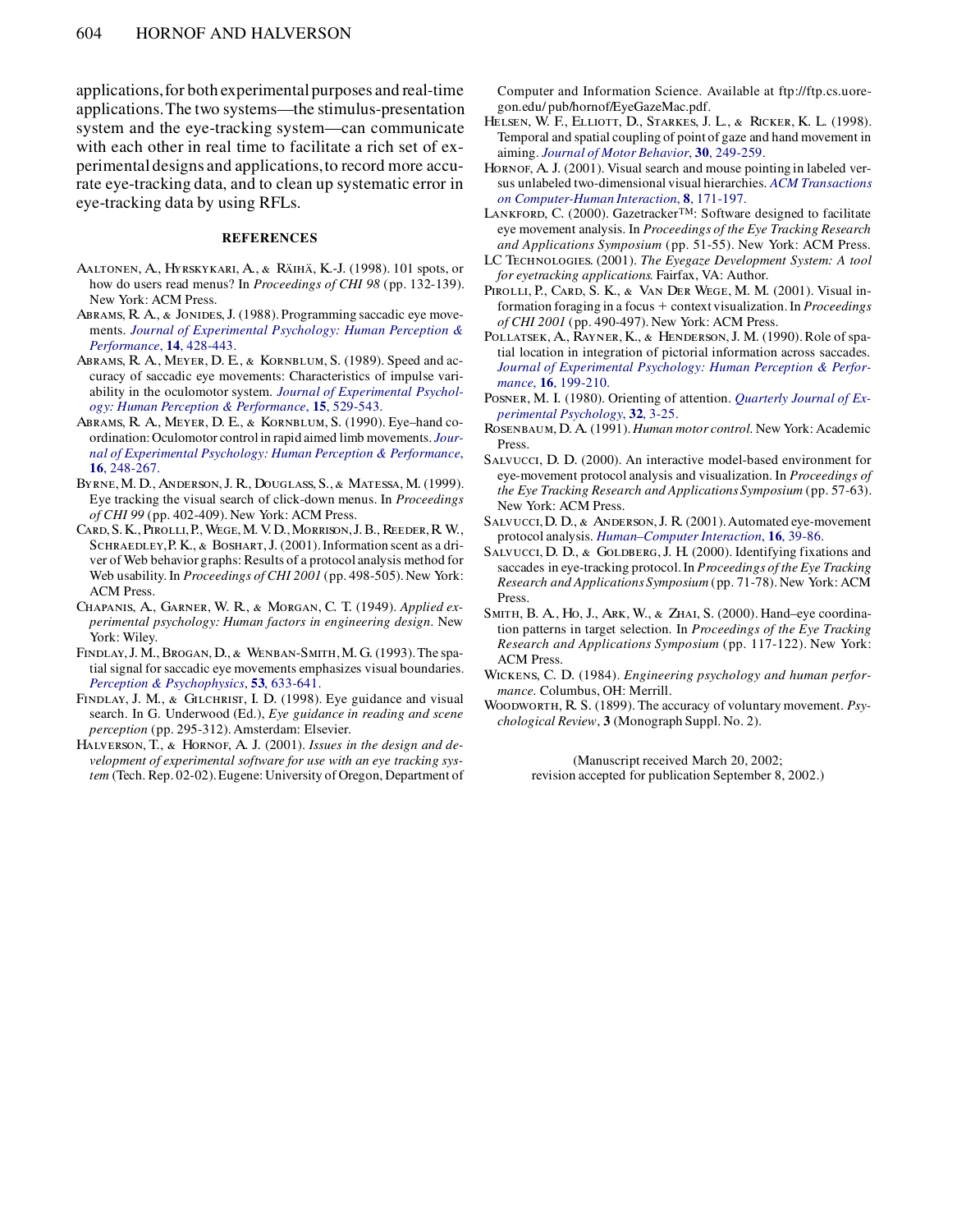applications, for both experimental purposes and real-time applications. The two systems—the stimulus-presentation system and the eye-tracking system—can communicate with each other in real time to facilitate a rich set of experimental designs and applications, to record more accurate eye-tracking data, and to clean up systematic error in eye-tracking data by using RFLs.

## REFERENCES

Aaltonen, A., Hyrskykari, A., & Räihä, K.-J. (1998). 101 spots, or how do users read menus? In *Proceedings of CHI 98* (pp. 132-139). New York: ACM Press.

Abrams, R. A., & Jonides, J. (1988). Programming saccadic eye movements. *Journal of Experimental Psychology: Human Perception & Performance*, **14**, 428-443.

Abrams, R. A., Meyer, D. E., & Kornblum, S. (1989). Speed and accuracy of saccadic eye movements: Characteristics of impulse variability in the oculomotor system. *Journal of Experimental Psychology: Human Perception & Performance*, **15**, 529-543.

Abrams, R. A., Meyer, D. E., & Kornblum, S. (1990). Eye–hand coordination: Oculomotor control in rapid aimed limb movements. *Journal of Experimental Psychology: Human Perception & Performance*, **16**, 248-267.

Byrne, M. D., Anderson, J. R., Douglass, S., & Matessa, M. (1999). Eye tracking the visual search of click-down menus. In *Proceedings of CHI 99* (pp. 402-409). New York: ACM Press.

Card, S. K., Pirolli, P., Wege, M. V. D., Morrison, J. B., Reeder, R. W., Schraedley, P. K., & Boshart, J. (2001). Information scent as a driver of Web behavior graphs: Results of a protocol analysis method for Web usability. In *Proceedings of CHI 2001* (pp. 498-505). New York: ACM Press.

Chapanis, A., Garner, W. R., & Morgan, C. T. (1949). *Applied experimental psychology: Human factors in engineering design*. New York: Wiley.

Findlay, J. M., Brogan, D., & Wenban-Smith, M. G. (1993). The spatial signal for saccadic eye movements emphasizes visual boundaries. *Perception & Psychophysics*, **53**, 633-641.

Findlay, J. M., & Gilchrist, I. D. (1998). Eye guidance and visual search. In G. Underwood (Ed.), *Eye guidance in reading and scene perception* (pp. 295-312). Amsterdam: Elsevier.

Halverson, T., & Hornof, A. J. (2001). *Issues in the design and development of experimental software for use with an eye tracking system* (Tech. Rep. 02-02). Eugene: University of Oregon, Department of Computer and Information Science. Available at ftp://ftp.cs.uoregon.edu/ pub/hornof/EyeGazeMac.pdf.

Helsen, W. F., Elliott, D., Starkes, J. L., & Ricker, K. L. (1998). Temporal and spatial coupling of point of gaze and hand movement in aiming. *Journal of Motor Behavior*, **30**, 249-259.

Hornof, A. J. (2001). Visual search and mouse pointing in labeled versus unlabeled two-dimensional visual hierarchies. *ACM Transactions on Computer-Human Interaction*, **8**, 171-197.

Lankford, C. (2000). Gazetracker™: Software designed to facilitate eye movement analysis. In *Proceedings of the Eye Tracking Research and Applications Symposium* (pp. 51-55). New York: ACM Press.

LC Technologies. (2001). *The Eyegaze Development System: A tool for eyetracking applications*. Fairfax, VA: Author.

Pirolli, P., Card, S. K., & Van Der Wege, M. M. (2001). Visual information foraging in a focus + context visualization. In *Proceedings of CHI 2001* (pp. 490-497). New York: ACM Press.

Pollatsek, A., Rayner, K., & Henderson, J. M. (1990). Role of spatial location in integration of pictorial information across saccades. *Journal of Experimental Psychology: Human Perception & Performance*, **16**, 199-210.

Posner, M. I. (1980). Orienting of attention. *Quarterly Journal of Experimental Psychology*, **32**, 3-25.

Rosenbaum, D. A. (1991). *Human motor control*. New York: Academic Press.

Salvucci, D. D. (2000). An interactive model-based environment for eye-movement protocol analysis and visualization. In *Proceedings of the Eye Tracking Research and Applications Symposium* (pp. 57-63). New York: ACM Press.

Salvucci, D. D., & Anderson, J. R. (2001). Automated eye-movement protocol analysis. *Human–Computer Interaction*, **16**, 39-86.

Salvucci, D. D., & Goldberg, J. H. (2000). Identifying fixations and saccades in eye-tracking protocol. In *Proceedings of the Eye Tracking Research and Applications Symposium* (pp. 71-78). New York: ACM Press.

Smith, B. A., Ho, J., Ark, W., & Zhai, S. (2000). Hand–eye coordination patterns in target selection. In *Proceedings of the Eye Tracking Research and Applications Symposium* (pp. 117-122). New York: ACM Press.

Wickens, C. D. (1984). *Engineering psychology and human performance*. Columbus, OH: Merrill.

Woodworth, R. S. (1899). The accuracy of voluntary movement. *Psychological Review*, **3** (Monograph Suppl. No. 2).

(Manuscript received March 20, 2002;
revision accepted for publication September 8, 2002.)